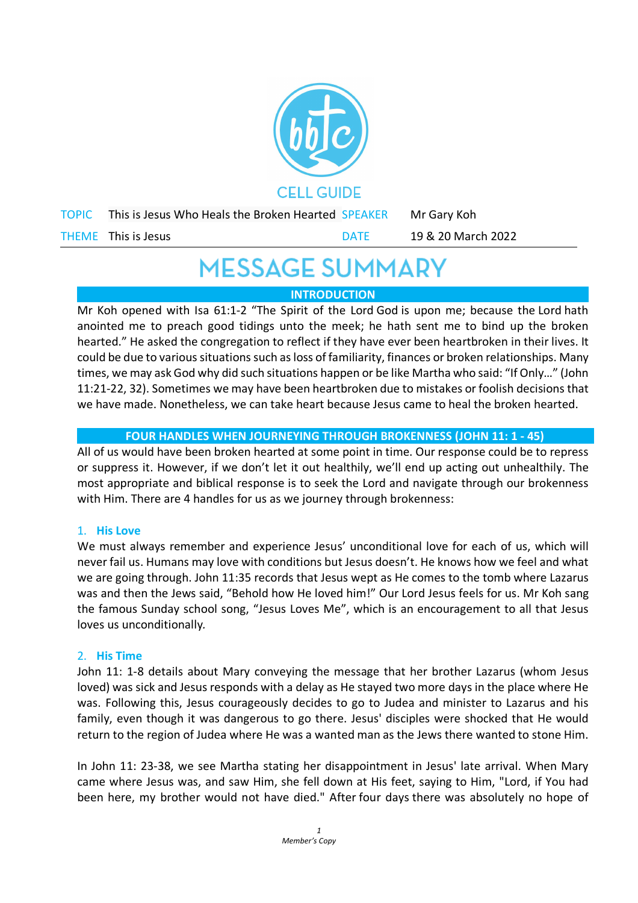CELL GUIDE

| TOPIC | This is Jesus Who Heals the Broken Hearted | SPEAKER | Mr Gary Koh |
|---|---|---|---|
| THEME | This is Jesus | DATE | 19 & 20 March 2022 |

# MESSAGE SUMMARY

## INTRODUCTION

Mr Koh opened with Isa 61:1-2 “The Spirit of the Lord God is upon me; because the Lord hath anointed me to preach good tidings unto the meek; he hath sent me to bind up the broken hearted.” He asked the congregation to reflect if they have ever been heartbroken in their lives. It could be due to various situations such as loss of familiarity, finances or broken relationships. Many times, we may ask God why did such situations happen or be like Martha who said: “If Only…” (John 11:21-22, 32). Sometimes we may have been heartbroken due to mistakes or foolish decisions that we have made. Nonetheless, we can take heart because Jesus came to heal the broken hearted.

## FOUR HANDLES WHEN JOURNEYING THROUGH BROKENNESS (JOHN 11: 1 - 45)

All of us would have been broken hearted at some point in time. Our response could be to repress or suppress it. However, if we don’t let it out healthily, we’ll end up acting out unhealthily. The most appropriate and biblical response is to seek the Lord and navigate through our brokenness with Him. There are 4 handles for us as we journey through brokenness:

### 1. His Love

We must always remember and experience Jesus’ unconditional love for each of us, which will never fail us. Humans may love with conditions but Jesus doesn’t. He knows how we feel and what we are going through. John 11:35 records that Jesus wept as He comes to the tomb where Lazarus was and then the Jews said, “Behold how He loved him!” Our Lord Jesus feels for us. Mr Koh sang the famous Sunday school song, “Jesus Loves Me”, which is an encouragement to all that Jesus loves us unconditionally.

### 2. His Time

John 11: 1-8 details about Mary conveying the message that her brother Lazarus (whom Jesus loved) was sick and Jesus responds with a delay as He stayed two more days in the place where He was. Following this, Jesus courageously decides to go to Judea and minister to Lazarus and his family, even though it was dangerous to go there. Jesus' disciples were shocked that He would return to the region of Judea where He was a wanted man as the Jews there wanted to stone Him.

In John 11: 23-38, we see Martha stating her disappointment in Jesus' late arrival. When Mary came where Jesus was, and saw Him, she fell down at His feet, saying to Him, "Lord, if You had been here, my brother would not have died." After four days there was absolutely no hope of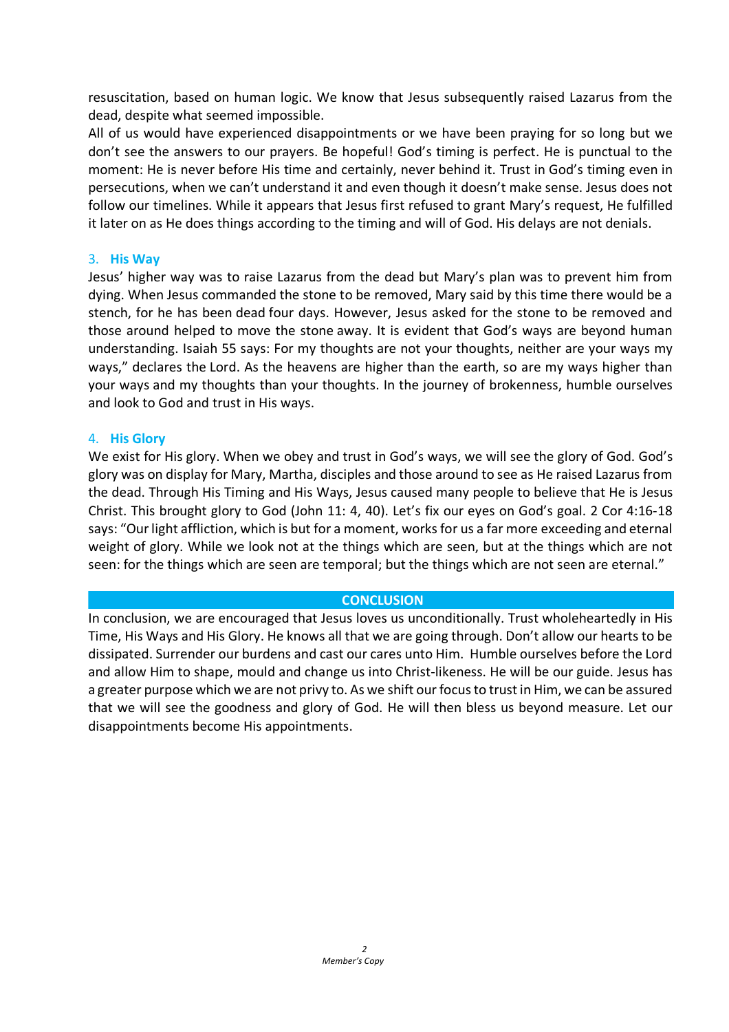resuscitation, based on human logic. We know that Jesus subsequently raised Lazarus from the dead, despite what seemed impossible.

All of us would have experienced disappointments or we have been praying for so long but we don't see the answers to our prayers. Be hopeful! God's timing is perfect. He is punctual to the moment: He is never before His time and certainly, never behind it. Trust in God's timing even in persecutions, when we can't understand it and even though it doesn't make sense. Jesus does not follow our timelines. While it appears that Jesus first refused to grant Mary's request, He fulfilled it later on as He does things according to the timing and will of God. His delays are not denials.

### 3. His Way

Jesus' higher way was to raise Lazarus from the dead but Mary's plan was to prevent him from dying. When Jesus commanded the stone to be removed, Mary said by this time there would be a stench, for he has been dead four days. However, Jesus asked for the stone to be removed and those around helped to move the stone away. It is evident that God's ways are beyond human understanding. Isaiah 55 says: For my thoughts are not your thoughts, neither are your ways my ways," declares the Lord. As the heavens are higher than the earth, so are my ways higher than your ways and my thoughts than your thoughts. In the journey of brokenness, humble ourselves and look to God and trust in His ways.

### 4. His Glory

We exist for His glory. When we obey and trust in God's ways, we will see the glory of God. God's glory was on display for Mary, Martha, disciples and those around to see as He raised Lazarus from the dead. Through His Timing and His Ways, Jesus caused many people to believe that He is Jesus Christ. This brought glory to God (John 11: 4, 40). Let's fix our eyes on God's goal. 2 Cor 4:16-18 says: "Our light affliction, which is but for a moment, works for us a far more exceeding and eternal weight of glory. While we look not at the things which are seen, but at the things which are not seen: for the things which are seen are temporal; but the things which are not seen are eternal."

## CONCLUSION

In conclusion, we are encouraged that Jesus loves us unconditionally. Trust wholeheartedly in His Time, His Ways and His Glory. He knows all that we are going through. Don't allow our hearts to be dissipated. Surrender our burdens and cast our cares unto Him. Humble ourselves before the Lord and allow Him to shape, mould and change us into Christ-likeness. He will be our guide. Jesus has a greater purpose which we are not privy to. As we shift our focus to trust in Him, we can be assured that we will see the goodness and glory of God. He will then bless us beyond measure. Let our disappointments become His appointments.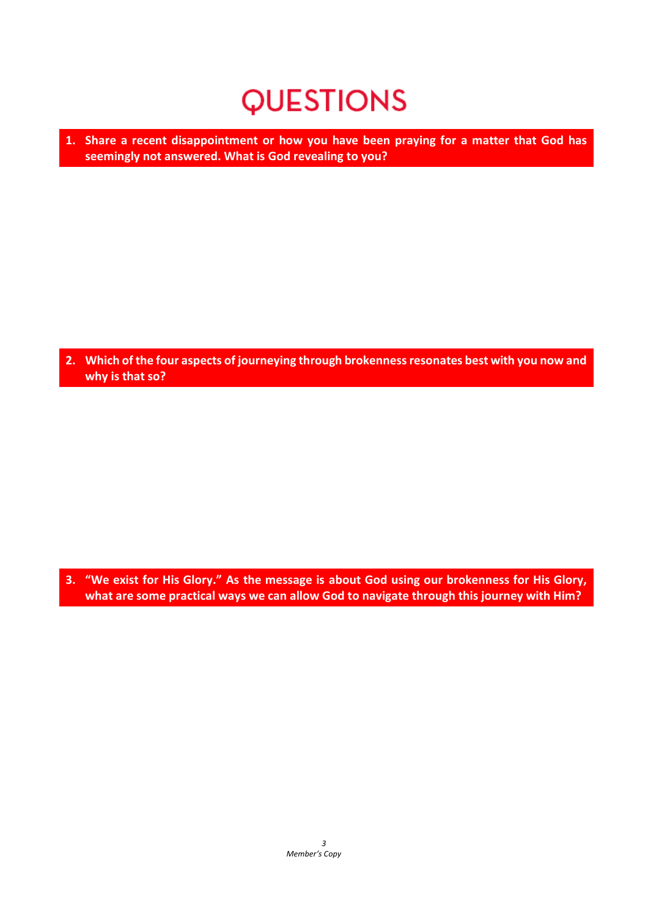# QUESTIONS

1. **Share a recent disappointment or how you have been praying for a matter that God has seemingly not answered. What is God revealing to you?**

2. **Which of the four aspects of journeying through brokenness resonates best with you now and why is that so?**

3. **"We exist for His Glory." As the message is about God using our brokenness for His Glory, what are some practical ways we can allow God to navigate through this journey with Him?**

*Member's Copy*